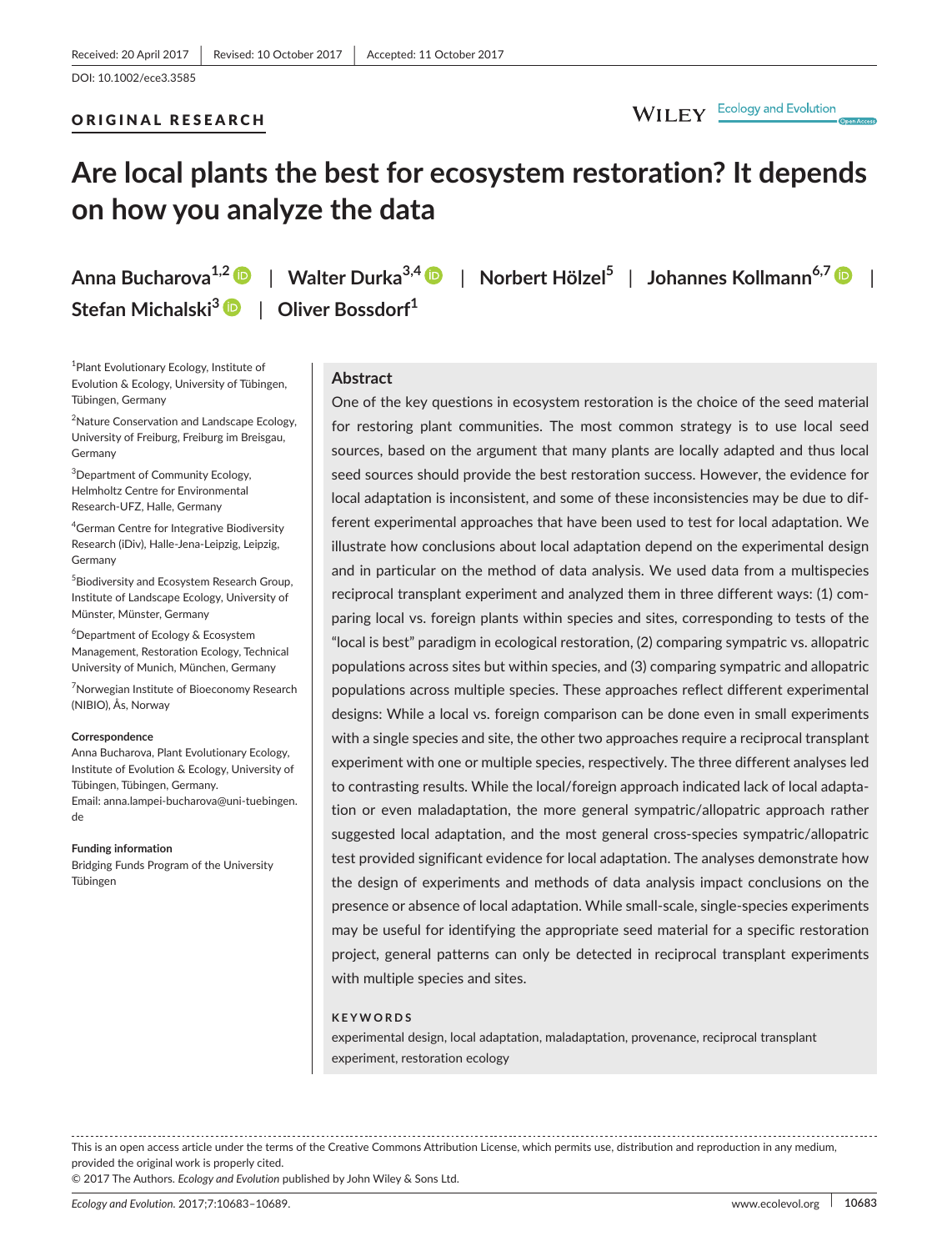Received: 20 April 2017 | Revised: 10 October 2017 | Accepted: 11 October 2017

DOI: 10.1002/ece3.3585

ORIGINAL RESEARCH

# Are local plants the best for ecosystem restoration? It depends on how you analyze the data

Anna Bucharova[1,2] | Walter Durka[3,4] | Norbert Hölzel[5] | Johannes Kollmann[6,7] | Stefan Michalski[3] | Oliver Bossdorf[1]

[1]Plant Evolutionary Ecology, Institute of Evolution & Ecology, University of Tübingen, Tübingen, Germany

[2]Nature Conservation and Landscape Ecology, University of Freiburg, Freiburg im Breisgau, Germany

[3]Department of Community Ecology, Helmholtz Centre for Environmental Research-UFZ, Halle, Germany

[4]German Centre for Integrative Biodiversity Research (iDiv), Halle-Jena-Leipzig, Leipzig, Germany

[5]Biodiversity and Ecosystem Research Group, Institute of Landscape Ecology, University of Münster, Münster, Germany

[6]Department of Ecology & Ecosystem Management, Restoration Ecology, Technical University of Munich, München, Germany

[7]Norwegian Institute of Bioeconomy Research (NIBIO), Ås, Norway

**Correspondence**
Anna Bucharova, Plant Evolutionary Ecology, Institute of Evolution & Ecology, University of Tübingen, Tübingen, Germany.
Email: anna.lampei-bucharova@uni-tuebingen.de

**Funding information**
Bridging Funds Program of the University Tübingen

## Abstract

One of the key questions in ecosystem restoration is the choice of the seed material for restoring plant communities. The most common strategy is to use local seed sources, based on the argument that many plants are locally adapted and thus local seed sources should provide the best restoration success. However, the evidence for local adaptation is inconsistent, and some of these inconsistencies may be due to different experimental approaches that have been used to test for local adaptation. We illustrate how conclusions about local adaptation depend on the experimental design and in particular on the method of data analysis. We used data from a multispecies reciprocal transplant experiment and analyzed them in three different ways: (1) comparing local vs. foreign plants within species and sites, corresponding to tests of the "local is best" paradigm in ecological restoration, (2) comparing sympatric vs. allopatric populations across sites but within species, and (3) comparing sympatric and allopatric populations across multiple species. These approaches reflect different experimental designs: While a local vs. foreign comparison can be done even in small experiments with a single species and site, the other two approaches require a reciprocal transplant experiment with one or multiple species, respectively. The three different analyses led to contrasting results. While the local/foreign approach indicated lack of local adaptation or even maladaptation, the more general sympatric/allopatric approach rather suggested local adaptation, and the most general cross-species sympatric/allopatric test provided significant evidence for local adaptation. The analyses demonstrate how the design of experiments and methods of data analysis impact conclusions on the presence or absence of local adaptation. While small-scale, single-species experiments may be useful for identifying the appropriate seed material for a specific restoration project, general patterns can only be detected in reciprocal transplant experiments with multiple species and sites.

**KEYWORDS**

experimental design, local adaptation, maladaptation, provenance, reciprocal transplant experiment, restoration ecology

This is an open access article under the terms of the Creative Commons Attribution License, which permits use, distribution and reproduction in any medium, provided the original work is properly cited.
© 2017 The Authors. *Ecology and Evolution* published by John Wiley & Sons Ltd.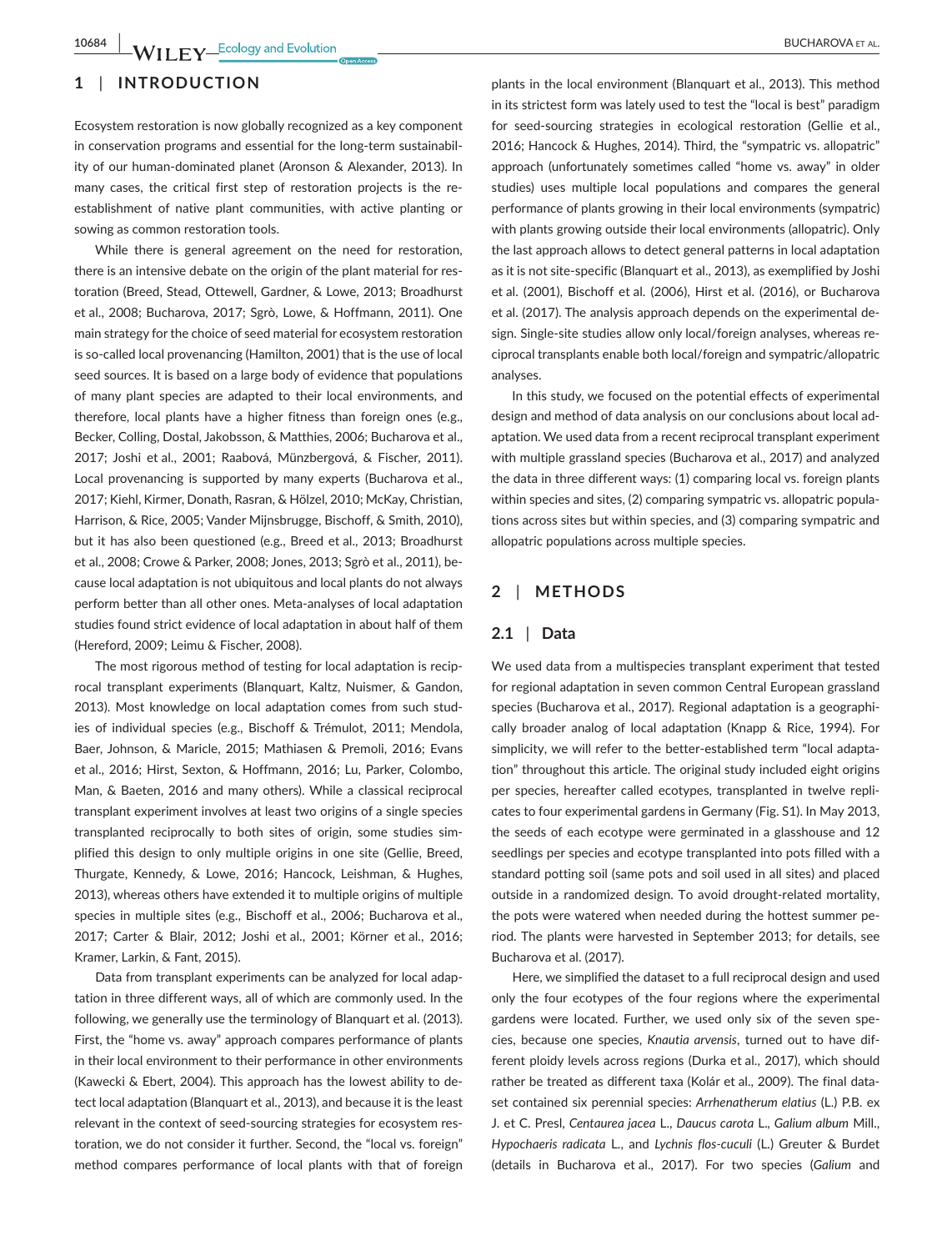## 1 | INTRODUCTION

Ecosystem restoration is now globally recognized as a key component in conservation programs and essential for the long-term sustainability of our human-dominated planet (Aronson & Alexander, 2013). In many cases, the critical first step of restoration projects is the re-establishment of native plant communities, with active planting or sowing as common restoration tools.

While there is general agreement on the need for restoration, there is an intensive debate on the origin of the plant material for restoration (Breed, Stead, Ottewell, Gardner, & Lowe, 2013; Broadhurst et al., 2008; Bucharova, 2017; Sgrò, Lowe, & Hoffmann, 2011). One main strategy for the choice of seed material for ecosystem restoration is so-called local provenancing (Hamilton, 2001) that is the use of local seed sources. It is based on a large body of evidence that populations of many plant species are adapted to their local environments, and therefore, local plants have a higher fitness than foreign ones (e.g., Becker, Colling, Dostal, Jakobsson, & Matthies, 2006; Bucharova et al., 2017; Joshi et al., 2001; Raabová, Münzbergová, & Fischer, 2011). Local provenancing is supported by many experts (Bucharova et al., 2017; Kiehl, Kirmer, Donath, Rasran, & Hölzel, 2010; McKay, Christian, Harrison, & Rice, 2005; Vander Mijnsbrugge, Bischoff, & Smith, 2010), but it has also been questioned (e.g., Breed et al., 2013; Broadhurst et al., 2008; Crowe & Parker, 2008; Jones, 2013; Sgrò et al., 2011), because local adaptation is not ubiquitous and local plants do not always perform better than all other ones. Meta-analyses of local adaptation studies found strict evidence of local adaptation in about half of them (Hereford, 2009; Leimu & Fischer, 2008).

The most rigorous method of testing for local adaptation is reciprocal transplant experiments (Blanquart, Kaltz, Nuismer, & Gandon, 2013). Most knowledge on local adaptation comes from such studies of individual species (e.g., Bischoff & Trémulot, 2011; Mendola, Baer, Johnson, & Maricle, 2015; Mathiasen & Premoli, 2016; Evans et al., 2016; Hirst, Sexton, & Hoffmann, 2016; Lu, Parker, Colombo, Man, & Baeten, 2016 and many others). While a classical reciprocal transplant experiment involves at least two origins of a single species transplanted reciprocally to both sites of origin, some studies simplified this design to only multiple origins in one site (Gellie, Breed, Thurgate, Kennedy, & Lowe, 2016; Hancock, Leishman, & Hughes, 2013), whereas others have extended it to multiple origins of multiple species in multiple sites (e.g., Bischoff et al., 2006; Bucharova et al., 2017; Carter & Blair, 2012; Joshi et al., 2001; Körner et al., 2016; Kramer, Larkin, & Fant, 2015).

Data from transplant experiments can be analyzed for local adaptation in three different ways, all of which are commonly used. In the following, we generally use the terminology of Blanquart et al. (2013). First, the "home vs. away" approach compares performance of plants in their local environment to their performance in other environments (Kawecki & Ebert, 2004). This approach has the lowest ability to detect local adaptation (Blanquart et al., 2013), and because it is the least relevant in the context of seed-sourcing strategies for ecosystem restoration, we do not consider it further. Second, the "local vs. foreign" method compares performance of local plants with that of foreign plants in the local environment (Blanquart et al., 2013). This method in its strictest form was lately used to test the "local is best" paradigm for seed-sourcing strategies in ecological restoration (Gellie et al., 2016; Hancock & Hughes, 2014). Third, the "sympatric vs. allopatric" approach (unfortunately sometimes called "home vs. away" in older studies) uses multiple local populations and compares the general performance of plants growing in their local environments (sympatric) with plants growing outside their local environments (allopatric). Only the last approach allows to detect general patterns in local adaptation as it is not site-specific (Blanquart et al., 2013), as exemplified by Joshi et al. (2001), Bischoff et al. (2006), Hirst et al. (2016), or Bucharova et al. (2017). The analysis approach depends on the experimental design. Single-site studies allow only local/foreign analyses, whereas reciprocal transplants enable both local/foreign and sympatric/allopatric analyses.

In this study, we focused on the potential effects of experimental design and method of data analysis on our conclusions about local adaptation. We used data from a recent reciprocal transplant experiment with multiple grassland species (Bucharova et al., 2017) and analyzed the data in three different ways: (1) comparing local vs. foreign plants within species and sites, (2) comparing sympatric vs. allopatric populations across sites but within species, and (3) comparing sympatric and allopatric populations across multiple species.

## 2 | METHODS

### 2.1 | Data

We used data from a multispecies transplant experiment that tested for regional adaptation in seven common Central European grassland species (Bucharova et al., 2017). Regional adaptation is a geographically broader analog of local adaptation (Knapp & Rice, 1994). For simplicity, we will refer to the better-established term "local adaptation" throughout this article. The original study included eight origins per species, hereafter called ecotypes, transplanted in twelve replicates to four experimental gardens in Germany (Fig. S1). In May 2013, the seeds of each ecotype were germinated in a glasshouse and 12 seedlings per species and ecotype transplanted into pots filled with a standard potting soil (same pots and soil used in all sites) and placed outside in a randomized design. To avoid drought-related mortality, the pots were watered when needed during the hottest summer period. The plants were harvested in September 2013; for details, see Bucharova et al. (2017).

Here, we simplified the dataset to a full reciprocal design and used only the four ecotypes of the four regions where the experimental gardens were located. Further, we used only six of the seven species, because one species, *Knautia arvensis*, turned out to have different ploidy levels across regions (Durka et al., 2017), which should rather be treated as different taxa (Kolár et al., 2009). The final dataset contained six perennial species: *Arrhenatherum elatius* (L.) P.B. ex J. et C. Presl, *Centaurea jacea* L., *Daucus carota* L., *Galium album* Mill., *Hypochaeris radicata* L., and *Lychnis flos-cuculi* (L.) Greuter & Burdet (details in Bucharova et al., 2017). For two species (*Galium* and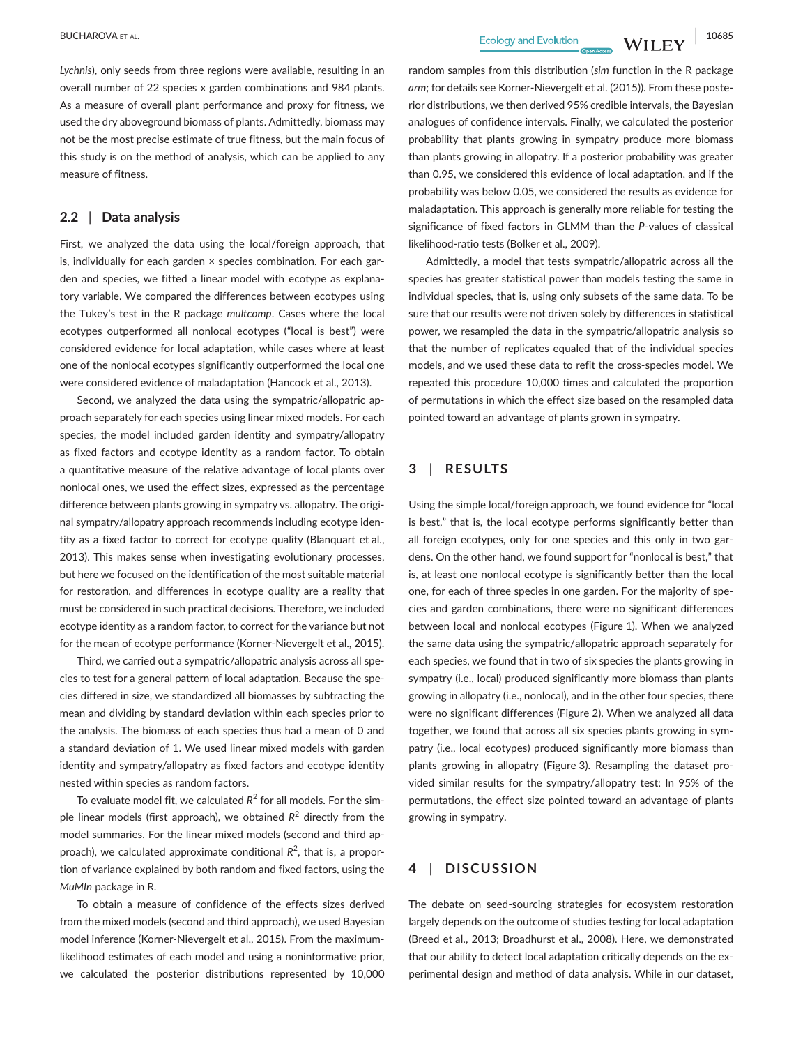*Lychnis*), only seeds from three regions were available, resulting in an overall number of 22 species x garden combinations and 984 plants. As a measure of overall plant performance and proxy for fitness, we used the dry aboveground biomass of plants. Admittedly, biomass may not be the most precise estimate of true fitness, but the main focus of this study is on the method of analysis, which can be applied to any measure of fitness.

### 2.2 | Data analysis

First, we analyzed the data using the local/foreign approach, that is, individually for each garden × species combination. For each garden and species, we fitted a linear model with ecotype as explanatory variable. We compared the differences between ecotypes using the Tukey's test in the R package *multcomp*. Cases where the local ecotypes outperformed all nonlocal ecotypes ("local is best") were considered evidence for local adaptation, while cases where at least one of the nonlocal ecotypes significantly outperformed the local one were considered evidence of maladaptation (Hancock et al., 2013).

Second, we analyzed the data using the sympatric/allopatric approach separately for each species using linear mixed models. For each species, the model included garden identity and sympatry/allopatry as fixed factors and ecotype identity as a random factor. To obtain a quantitative measure of the relative advantage of local plants over nonlocal ones, we used the effect sizes, expressed as the percentage difference between plants growing in sympatry vs. allopatry. The original sympatry/allopatry approach recommends including ecotype identity as a fixed factor to correct for ecotype quality (Blanquart et al., 2013). This makes sense when investigating evolutionary processes, but here we focused on the identification of the most suitable material for restoration, and differences in ecotype quality are a reality that must be considered in such practical decisions. Therefore, we included ecotype identity as a random factor, to correct for the variance but not for the mean of ecotype performance (Korner-Nievergelt et al., 2015).

Third, we carried out a sympatric/allopatric analysis across all species to test for a general pattern of local adaptation. Because the species differed in size, we standardized all biomasses by subtracting the mean and dividing by standard deviation within each species prior to the analysis. The biomass of each species thus had a mean of 0 and a standard deviation of 1. We used linear mixed models with garden identity and sympatry/allopatry as fixed factors and ecotype identity nested within species as random factors.

To evaluate model fit, we calculated $R^2$ for all models. For the simple linear models (first approach), we obtained $R^2$ directly from the model summaries. For the linear mixed models (second and third approach), we calculated approximate conditional $R^2$, that is, a proportion of variance explained by both random and fixed factors, using the *MuMIn* package in R.

To obtain a measure of confidence of the effects sizes derived from the mixed models (second and third approach), we used Bayesian model inference (Korner-Nievergelt et al., 2015). From the maximum-likelihood estimates of each model and using a noninformative prior, we calculated the posterior distributions represented by 10,000 random samples from this distribution (*sim* function in the R package *arm*; for details see Korner-Nievergelt et al. (2015)). From these posterior distributions, we then derived 95% credible intervals, the Bayesian analogues of confidence intervals. Finally, we calculated the posterior probability that plants growing in sympatry produce more biomass than plants growing in allopatry. If a posterior probability was greater than 0.95, we considered this evidence of local adaptation, and if the probability was below 0.05, we considered the results as evidence for maladaptation. This approach is generally more reliable for testing the significance of fixed factors in GLMM than the *P*-values of classical likelihood-ratio tests (Bolker et al., 2009).

Admittedly, a model that tests sympatric/allopatric across all the species has greater statistical power than models testing the same in individual species, that is, using only subsets of the same data. To be sure that our results were not driven solely by differences in statistical power, we resampled the data in the sympatric/allopatric analysis so that the number of replicates equaled that of the individual species models, and we used these data to refit the cross-species model. We repeated this procedure 10,000 times and calculated the proportion of permutations in which the effect size based on the resampled data pointed toward an advantage of plants grown in sympatry.

## 3 | RESULTS

Using the simple local/foreign approach, we found evidence for "local is best," that is, the local ecotype performs significantly better than all foreign ecotypes, only for one species and this only in two gardens. On the other hand, we found support for "nonlocal is best," that is, at least one nonlocal ecotype is significantly better than the local one, for each of three species in one garden. For the majority of species and garden combinations, there were no significant differences between local and nonlocal ecotypes (Figure 1). When we analyzed the same data using the sympatric/allopatric approach separately for each species, we found that in two of six species the plants growing in sympatry (i.e., local) produced significantly more biomass than plants growing in allopatry (i.e., nonlocal), and in the other four species, there were no significant differences (Figure 2). When we analyzed all data together, we found that across all six species plants growing in sympatry (i.e., local ecotypes) produced significantly more biomass than plants growing in allopatry (Figure 3). Resampling the dataset provided similar results for the sympatry/allopatry test: In 95% of the permutations, the effect size pointed toward an advantage of plants growing in sympatry.

## 4 | DISCUSSION

The debate on seed-sourcing strategies for ecosystem restoration largely depends on the outcome of studies testing for local adaptation (Breed et al., 2013; Broadhurst et al., 2008). Here, we demonstrated that our ability to detect local adaptation critically depends on the experimental design and method of data analysis. While in our dataset,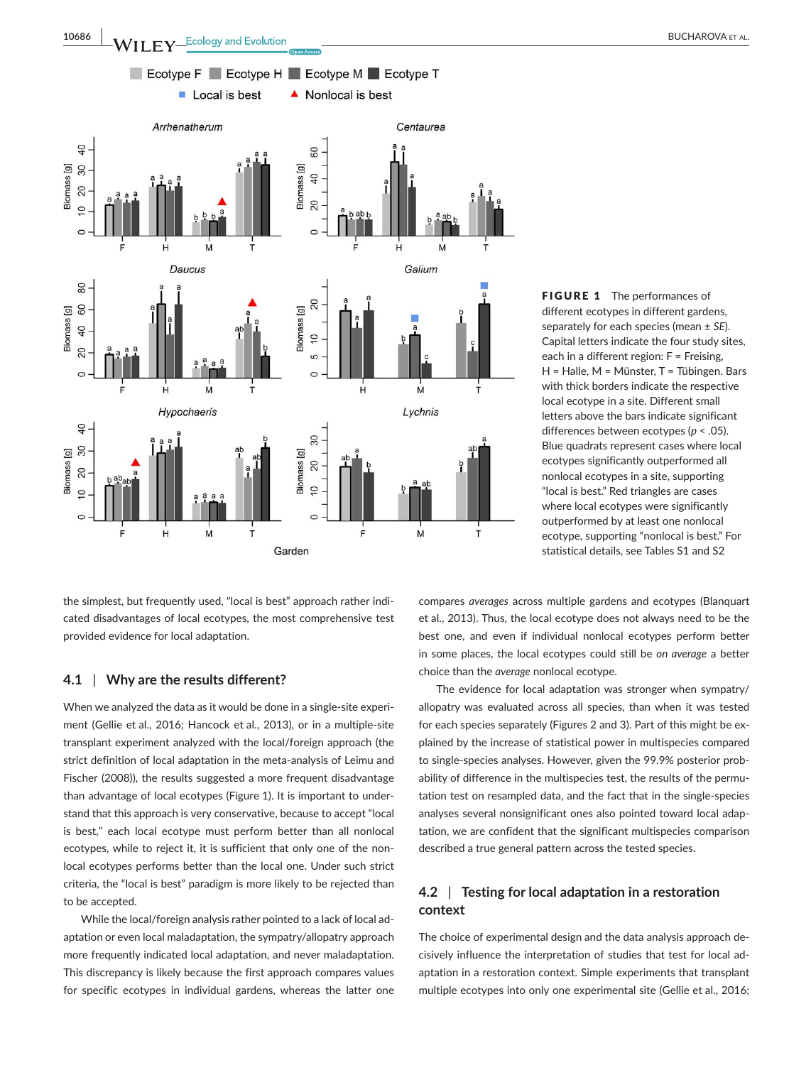**FIGURE 1** The performances of different ecotypes in different gardens, separately for each species (mean ± *SE*). Capital letters indicate the four study sites, each in a different region: F = Freising, H = Halle, M = Münster, T = Tübingen. Bars with thick borders indicate the respective local ecotype in a site. Different small letters above the bars indicate significant differences between ecotypes ($p < .05$). Blue quadrats represent cases where local ecotypes significantly outperformed all nonlocal ecotypes in a site, supporting "local is best." Red triangles are cases where local ecotypes were significantly outperformed by at least one nonlocal ecotype, supporting "nonlocal is best." For statistical details, see Tables S1 and S2

the simplest, but frequently used, "local is best" approach rather indicated disadvantages of local ecotypes, the most comprehensive test provided evidence for local adaptation.

### 4.1 | Why are the results different?

When we analyzed the data as it would be done in a single-site experiment (Gellie et al., 2016; Hancock et al., 2013), or in a multiple-site transplant experiment analyzed with the local/foreign approach (the strict definition of local adaptation in the meta-analysis of Leimu and Fischer (2008)), the results suggested a more frequent disadvantage than advantage of local ecotypes (Figure 1). It is important to understand that this approach is very conservative, because to accept "local is best," each local ecotype must perform better than all nonlocal ecotypes, while to reject it, it is sufficient that only one of the nonlocal ecotypes performs better than the local one. Under such strict criteria, the "local is best" paradigm is more likely to be rejected than to be accepted.

While the local/foreign analysis rather pointed to a lack of local adaptation or even local maladaptation, the sympatry/allopatry approach more frequently indicated local adaptation, and never maladaptation. This discrepancy is likely because the first approach compares values for specific ecotypes in individual gardens, whereas the latter one compares *averages* across multiple gardens and ecotypes (Blanquart et al., 2013). Thus, the local ecotype does not always need to be the best one, and even if individual nonlocal ecotypes perform better in some places, the local ecotypes could still be *on average* a better choice than the *average* nonlocal ecotype.

The evidence for local adaptation was stronger when sympatry/allopatry was evaluated across all species, than when it was tested for each species separately (Figures 2 and 3). Part of this might be explained by the increase of statistical power in multispecies compared to single-species analyses. However, given the 99.9% posterior probability of difference in the multispecies test, the results of the permutation test on resampled data, and the fact that in the single-species analyses several nonsignificant ones also pointed toward local adaptation, we are confident that the significant multispecies comparison described a true general pattern across the tested species.

### 4.2 | Testing for local adaptation in a restoration context

The choice of experimental design and the data analysis approach decisively influence the interpretation of studies that test for local adaptation in a restoration context. Simple experiments that transplant multiple ecotypes into only one experimental site (Gellie et al., 2016;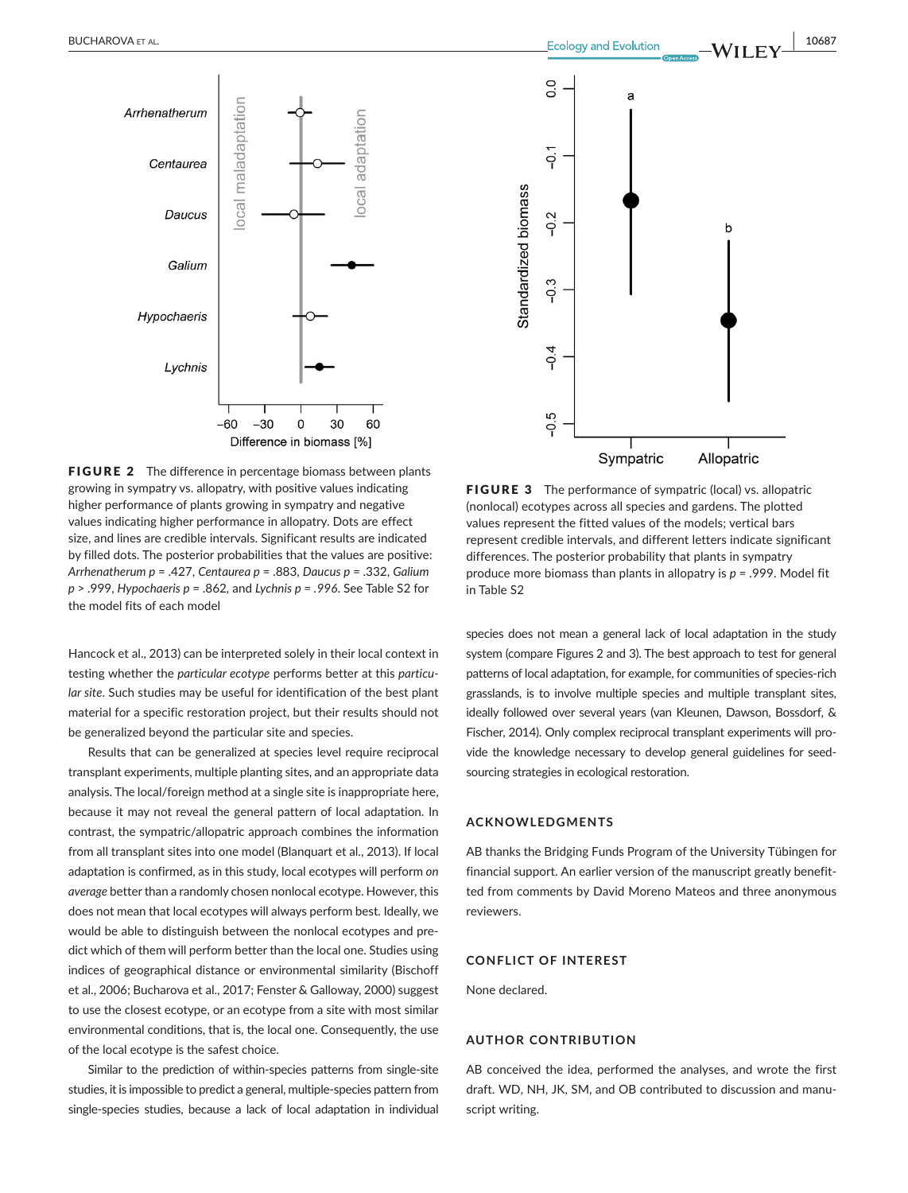**FIGURE 2** The difference in percentage biomass between plants growing in sympatry vs. allopatry, with positive values indicating higher performance of plants growing in sympatry and negative values indicating higher performance in allopatry. Dots are effect size, and lines are credible intervals. Significant results are indicated by filled dots. The posterior probabilities that the values are positive: *Arrhenatherum* $p = .427$, *Centaurea* $p = .883$, *Daucus* $p = .332$, *Galium* $p > .999$, *Hypochaeris* $p = .862$, and *Lychnis* $p = .996$. See Table S2 for the model fits of each model

**FIGURE 3** The performance of sympatric (local) vs. allopatric (nonlocal) ecotypes across all species and gardens. The plotted values represent the fitted values of the models; vertical bars represent credible intervals, and different letters indicate significant differences. The posterior probability that plants in sympatry produce more biomass than plants in allopatry is $p = .999$. Model fit in Table S2

Hancock et al., 2013) can be interpreted solely in their local context in testing whether the *particular ecotype* performs better at this *particular site*. Such studies may be useful for identification of the best plant material for a specific restoration project, but their results should not be generalized beyond the particular site and species.

Results that can be generalized at species level require reciprocal transplant experiments, multiple planting sites, and an appropriate data analysis. The local/foreign method at a single site is inappropriate here, because it may not reveal the general pattern of local adaptation. In contrast, the sympatric/allopatric approach combines the information from all transplant sites into one model (Blanquart et al., 2013). If local adaptation is confirmed, as in this study, local ecotypes will perform *on average* better than a randomly chosen nonlocal ecotype. However, this does not mean that local ecotypes will always perform best. Ideally, we would be able to distinguish between the nonlocal ecotypes and predict which of them will perform better than the local one. Studies using indices of geographical distance or environmental similarity (Bischoff et al., 2006; Bucharova et al., 2017; Fenster & Galloway, 2000) suggest to use the closest ecotype, or an ecotype from a site with most similar environmental conditions, that is, the local one. Consequently, the use of the local ecotype is the safest choice.

Similar to the prediction of within-species patterns from single-site studies, it is impossible to predict a general, multiple-species pattern from single-species studies, because a lack of local adaptation in individual species does not mean a general lack of local adaptation in the study system (compare Figures 2 and 3). The best approach to test for general patterns of local adaptation, for example, for communities of species-rich grasslands, is to involve multiple species and multiple transplant sites, ideally followed over several years (van Kleunen, Dawson, Bossdorf, & Fischer, 2014). Only complex reciprocal transplant experiments will provide the knowledge necessary to develop general guidelines for seed-sourcing strategies in ecological restoration.

## ACKNOWLEDGMENTS

AB thanks the Bridging Funds Program of the University Tübingen for financial support. An earlier version of the manuscript greatly benefitted from comments by David Moreno Mateos and three anonymous reviewers.

## CONFLICT OF INTEREST

None declared.

## AUTHOR CONTRIBUTION

AB conceived the idea, performed the analyses, and wrote the first draft. WD, NH, JK, SM, and OB contributed to discussion and manuscript writing.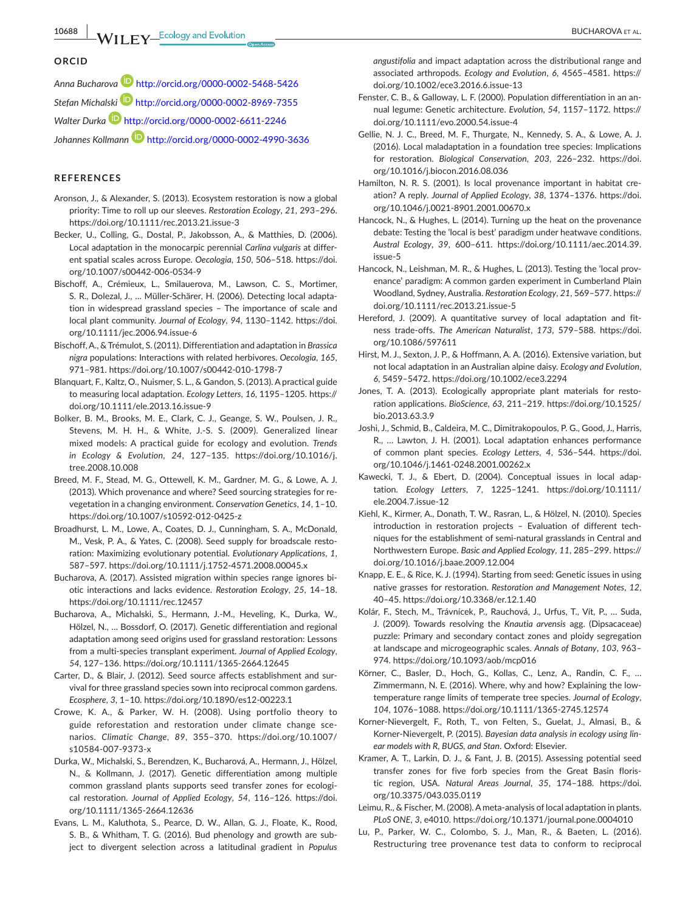## ORCID

*Anna Bucharova* http://orcid.org/0000-0002-5468-5426

*Stefan Michalski* http://orcid.org/0000-0002-8969-7355

*Walter Durka* http://orcid.org/0000-0002-6611-2246

*Johannes Kollmann* http://orcid.org/0000-0002-4990-3636

## REFERENCES

Aronson, J., & Alexander, S. (2013). Ecosystem restoration is now a global priority: Time to roll up our sleeves. *Restoration Ecology*, *21*, 293–296. https://doi.org/10.1111/rec.2013.21.issue-3

Becker, U., Colling, G., Dostal, P., Jakobsson, A., & Matthies, D. (2006). Local adaptation in the monocarpic perennial *Carlina vulgaris* at different spatial scales across Europe. *Oecologia*, *150*, 506–518. https://doi.org/10.1007/s00442-006-0534-9

Bischoff, A., Crémieux, L., Smilauerova, M., Lawson, C. S., Mortimer, S. R., Dolezal, J., … Müller-Schärer, H. (2006). Detecting local adaptation in widespread grassland species – The importance of scale and local plant community. *Journal of Ecology*, *94*, 1130–1142. https://doi.org/10.1111/jec.2006.94.issue-6

Bischoff, A., & Trémulot, S. (2011). Differentiation and adaptation in *Brassica nigra* populations: Interactions with related herbivores. *Oecologia*, *165*, 971–981. https://doi.org/10.1007/s00442-010-1798-7

Blanquart, F., Kaltz, O., Nuismer, S. L., & Gandon, S. (2013). A practical guide to measuring local adaptation. *Ecology Letters*, *16*, 1195–1205. https://doi.org/10.1111/ele.2013.16.issue-9

Bolker, B. M., Brooks, M. E., Clark, C. J., Geange, S. W., Poulsen, J. R., Stevens, M. H. H., & White, J.-S. S. (2009). Generalized linear mixed models: A practical guide for ecology and evolution. *Trends in Ecology & Evolution*, *24*, 127–135. https://doi.org/10.1016/j.tree.2008.10.008

Breed, M. F., Stead, M. G., Ottewell, K. M., Gardner, M. G., & Lowe, A. J. (2013). Which provenance and where? Seed sourcing strategies for revegetation in a changing environment. *Conservation Genetics*, *14*, 1–10. https://doi.org/10.1007/s10592-012-0425-z

Broadhurst, L. M., Lowe, A., Coates, D. J., Cunningham, S. A., McDonald, M., Vesk, P. A., & Yates, C. (2008). Seed supply for broadscale restoration: Maximizing evolutionary potential. *Evolutionary Applications*, *1*, 587–597. https://doi.org/10.1111/j.1752-4571.2008.00045.x

Bucharova, A. (2017). Assisted migration within species range ignores biotic interactions and lacks evidence. *Restoration Ecology*, *25*, 14–18. https://doi.org/10.1111/rec.12457

Bucharova, A., Michalski, S., Hermann, J.-M., Heveling, K., Durka, W., Hölzel, N., … Bossdorf, O. (2017). Genetic differentiation and regional adaptation among seed origins used for grassland restoration: Lessons from a multi-species transplant experiment. *Journal of Applied Ecology*, *54*, 127–136. https://doi.org/10.1111/1365-2664.12645

Carter, D., & Blair, J. (2012). Seed source affects establishment and survival for three grassland species sown into reciprocal common gardens. *Ecosphere*, *3*, 1–10. https://doi.org/10.1890/es12-00223.1

Crowe, K. A., & Parker, W. H. (2008). Using portfolio theory to guide reforestation and restoration under climate change scenarios. *Climatic Change*, *89*, 355–370. https://doi.org/10.1007/s10584-007-9373-x

Durka, W., Michalski, S., Berendzen, K., Bucharová, A., Hermann, J., Hölzel, N., & Kollmann, J. (2017). Genetic differentiation among multiple common grassland plants supports seed transfer zones for ecological restoration. *Journal of Applied Ecology*, *54*, 116–126. https://doi.org/10.1111/1365-2664.12636

Evans, L. M., Kaluthota, S., Pearce, D. W., Allan, G. J., Floate, K., Rood, S. B., & Whitham, T. G. (2016). Bud phenology and growth are subject to divergent selection across a latitudinal gradient in *Populus angustifolia* and impact adaptation across the distributional range and associated arthropods. *Ecology and Evolution*, *6*, 4565–4581. https://doi.org/10.1002/ece3.2016.6.issue-13

Fenster, C. B., & Galloway, L. F. (2000). Population differentiation in an annual legume: Genetic architecture. *Evolution*, *54*, 1157–1172. https://doi.org/10.1111/evo.2000.54.issue-4

Gellie, N. J. C., Breed, M. F., Thurgate, N., Kennedy, S. A., & Lowe, A. J. (2016). Local maladaptation in a foundation tree species: Implications for restoration. *Biological Conservation*, *203*, 226–232. https://doi.org/10.1016/j.biocon.2016.08.036

Hamilton, N. R. S. (2001). Is local provenance important in habitat creation? A reply. *Journal of Applied Ecology*, *38*, 1374–1376. https://doi.org/10.1046/j.0021-8901.2001.00670.x

Hancock, N., & Hughes, L. (2014). Turning up the heat on the provenance debate: Testing the 'local is best' paradigm under heatwave conditions. *Austral Ecology*, *39*, 600–611. https://doi.org/10.1111/aec.2014.39.issue-5

Hancock, N., Leishman, M. R., & Hughes, L. (2013). Testing the 'local provenance' paradigm: A common garden experiment in Cumberland Plain Woodland, Sydney, Australia. *Restoration Ecology*, *21*, 569–577. https://doi.org/10.1111/rec.2013.21.issue-5

Hereford, J. (2009). A quantitative survey of local adaptation and fitness trade-offs. *The American Naturalist*, *173*, 579–588. https://doi.org/10.1086/597611

Hirst, M. J., Sexton, J. P., & Hoffmann, A. A. (2016). Extensive variation, but not local adaptation in an Australian alpine daisy. *Ecology and Evolution*, *6*, 5459–5472. https://doi.org/10.1002/ece3.2294

Jones, T. A. (2013). Ecologically appropriate plant materials for restoration applications. *BioScience*, *63*, 211–219. https://doi.org/10.1525/bio.2013.63.3.9

Joshi, J., Schmid, B., Caldeira, M. C., Dimitrakopoulos, P. G., Good, J., Harris, R., … Lawton, J. H. (2001). Local adaptation enhances performance of common plant species. *Ecology Letters*, *4*, 536–544. https://doi.org/10.1046/j.1461-0248.2001.00262.x

Kawecki, T. J., & Ebert, D. (2004). Conceptual issues in local adaptation. *Ecology Letters*, *7*, 1225–1241. https://doi.org/10.1111/ele.2004.7.issue-12

Kiehl, K., Kirmer, A., Donath, T. W., Rasran, L., & Hölzel, N. (2010). Species introduction in restoration projects – Evaluation of different techniques for the establishment of semi-natural grasslands in Central and Northwestern Europe. *Basic and Applied Ecology*, *11*, 285–299. https://doi.org/10.1016/j.baae.2009.12.004

Knapp, E. E., & Rice, K. J. (1994). Starting from seed: Genetic issues in using native grasses for restoration. *Restoration and Management Notes*, *12*, 40–45. https://doi.org/10.3368/er.12.1.40

Kolár, F., Stech, M., Trávnícek, P., Rauchová, J., Urfus, T., Vít, P., … Suda, J. (2009). Towards resolving the *Knautia arvensis* agg. (Dipsacaceae) puzzle: Primary and secondary contact zones and ploidy segregation at landscape and microgeographic scales. *Annals of Botany*, *103*, 963–974. https://doi.org/10.1093/aob/mcp016

Körner, C., Basler, D., Hoch, G., Kollas, C., Lenz, A., Randin, C. F., … Zimmermann, N. E. (2016). Where, why and how? Explaining the low-temperature range limits of temperate tree species. *Journal of Ecology*, *104*, 1076–1088. https://doi.org/10.1111/1365-2745.12574

Korner-Nievergelt, F., Roth, T., von Felten, S., Guelat, J., Almasi, B., & Korner-Nievergelt, P. (2015). *Bayesian data analysis in ecology using linear models with R, BUGS, and Stan*. Oxford: Elsevier.

Kramer, A. T., Larkin, D. J., & Fant, J. B. (2015). Assessing potential seed transfer zones for five forb species from the Great Basin floristic region, USA. *Natural Areas Journal*, *35*, 174–188. https://doi.org/10.3375/043.035.0119

Leimu, R., & Fischer, M. (2008). A meta-analysis of local adaptation in plants. *PLoS ONE*, *3*, e4010. https://doi.org/10.1371/journal.pone.0004010

Lu, P., Parker, W. C., Colombo, S. J., Man, R., & Baeten, L. (2016). Restructuring tree provenance test data to conform to reciprocal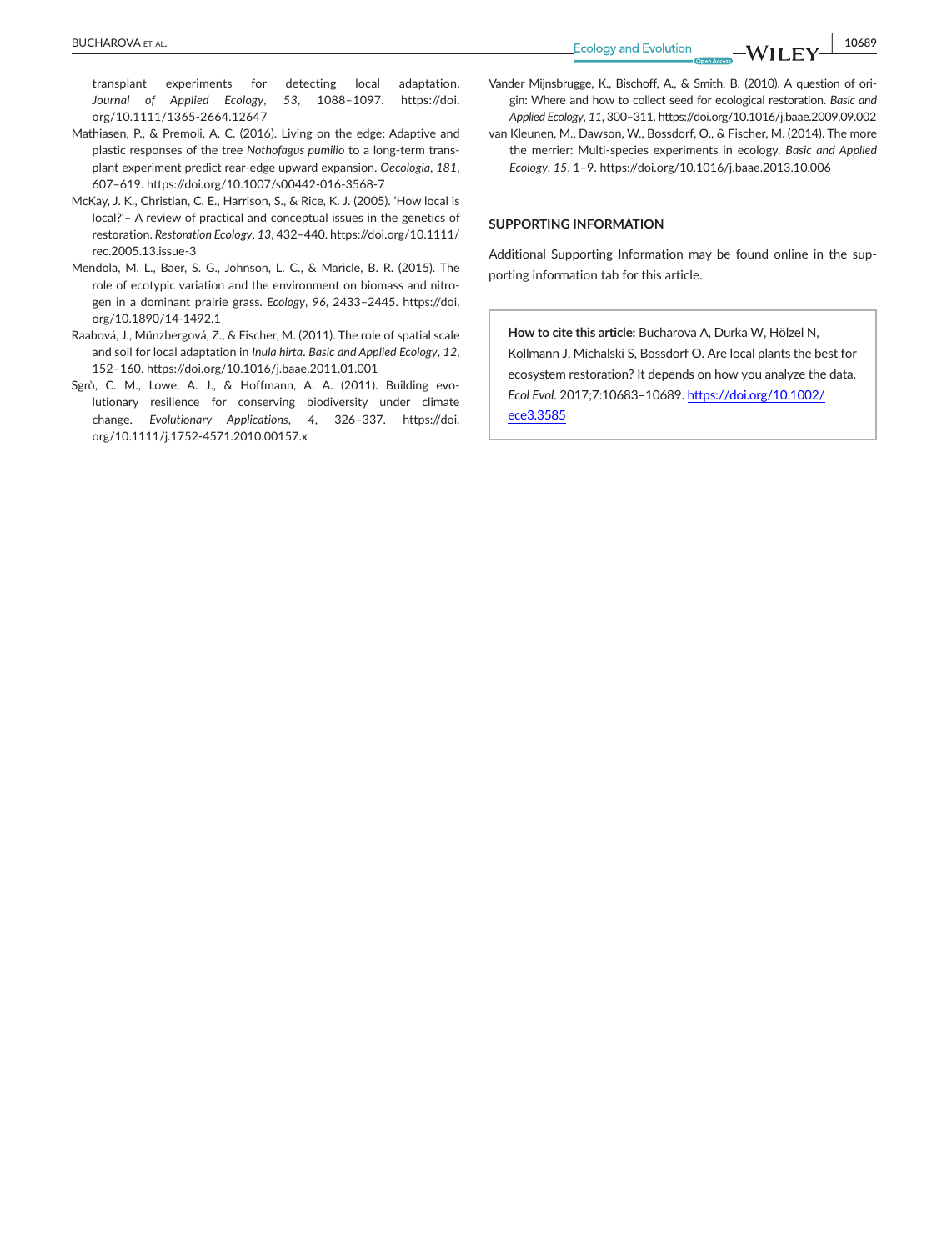transplant experiments for detecting local adaptation. *Journal of Applied Ecology*, *53*, 1088–1097. https://doi.org/10.1111/1365-2664.12647

Mathiasen, P., & Premoli, A. C. (2016). Living on the edge: Adaptive and plastic responses of the tree *Nothofagus pumilio* to a long-term transplant experiment predict rear-edge upward expansion. *Oecologia*, *181*, 607–619. https://doi.org/10.1007/s00442-016-3568-7

McKay, J. K., Christian, C. E., Harrison, S., & Rice, K. J. (2005). 'How local is local?'– A review of practical and conceptual issues in the genetics of restoration. *Restoration Ecology*, *13*, 432–440. https://doi.org/10.1111/rec.2005.13.issue-3

Mendola, M. L., Baer, S. G., Johnson, L. C., & Maricle, B. R. (2015). The role of ecotypic variation and the environment on biomass and nitrogen in a dominant prairie grass. *Ecology*, *96*, 2433–2445. https://doi.org/10.1890/14-1492.1

Raabová, J., Münzbergová, Z., & Fischer, M. (2011). The role of spatial scale and soil for local adaptation in *Inula hirta*. *Basic and Applied Ecology*, *12*, 152–160. https://doi.org/10.1016/j.baae.2011.01.001

Sgrò, C. M., Lowe, A. J., & Hoffmann, A. A. (2011). Building evolutionary resilience for conserving biodiversity under climate change. *Evolutionary Applications*, *4*, 326–337. https://doi.org/10.1111/j.1752-4571.2010.00157.x

Vander Mijnsbrugge, K., Bischoff, A., & Smith, B. (2010). A question of origin: Where and how to collect seed for ecological restoration. *Basic and Applied Ecology*, *11*, 300–311. https://doi.org/10.1016/j.baae.2009.09.002

van Kleunen, M., Dawson, W., Bossdorf, O., & Fischer, M. (2014). The more the merrier: Multi-species experiments in ecology. *Basic and Applied Ecology*, *15*, 1–9. https://doi.org/10.1016/j.baae.2013.10.006

## SUPPORTING INFORMATION

Additional Supporting Information may be found online in the supporting information tab for this article.

**How to cite this article:** Bucharova A, Durka W, Hölzel N, Kollmann J, Michalski S, Bossdorf O. Are local plants the best for ecosystem restoration? It depends on how you analyze the data. *Ecol Evol*. 2017;7:10683–10689. https://doi.org/10.1002/ece3.3585